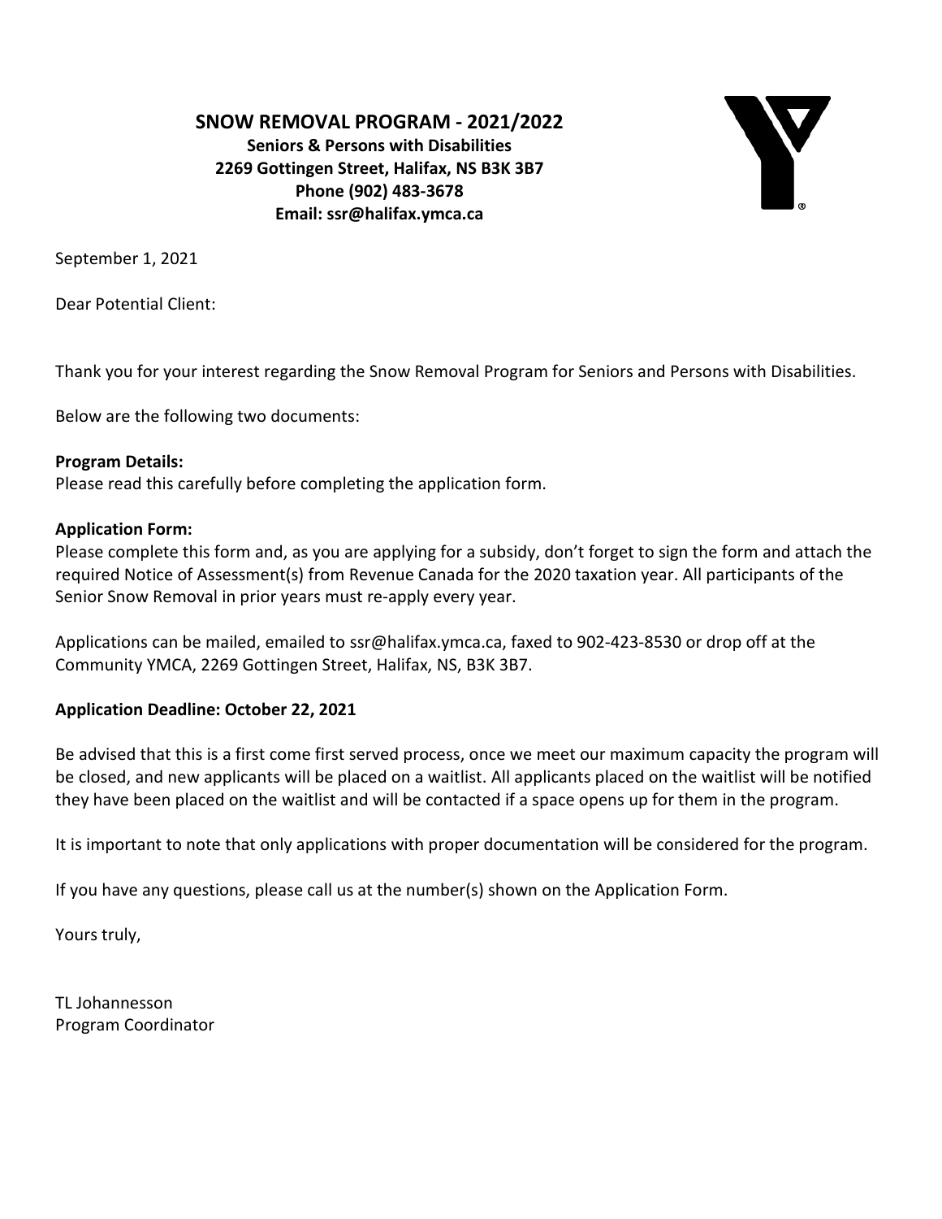# SNOW REMOVAL PROGRAM - 2021/2022

**Seniors & Persons with Disabilities**
**2269 Gottingen Street, Halifax, NS B3K 3B7**
**Phone (902) 483-3678**
**Email: ssr@halifax.ymca.ca**

September 1, 2021

Dear Potential Client:

Thank you for your interest regarding the Snow Removal Program for Seniors and Persons with Disabilities.

Below are the following two documents:

**Program Details:**
Please read this carefully before completing the application form.

**Application Form:**
Please complete this form and, as you are applying for a subsidy, don't forget to sign the form and attach the required Notice of Assessment(s) from Revenue Canada for the 2020 taxation year. All participants of the Senior Snow Removal in prior years must re-apply every year.

Applications can be mailed, emailed to ssr@halifax.ymca.ca, faxed to 902-423-8530 or drop off at the Community YMCA, 2269 Gottingen Street, Halifax, NS, B3K 3B7.

**Application Deadline: October 22, 2021**

Be advised that this is a first come first served process, once we meet our maximum capacity the program will be closed, and new applicants will be placed on a waitlist. All applicants placed on the waitlist will be notified they have been placed on the waitlist and will be contacted if a space opens up for them in the program.

It is important to note that only applications with proper documentation will be considered for the program.

If you have any questions, please call us at the number(s) shown on the Application Form.

Yours truly,

TL Johannesson
Program Coordinator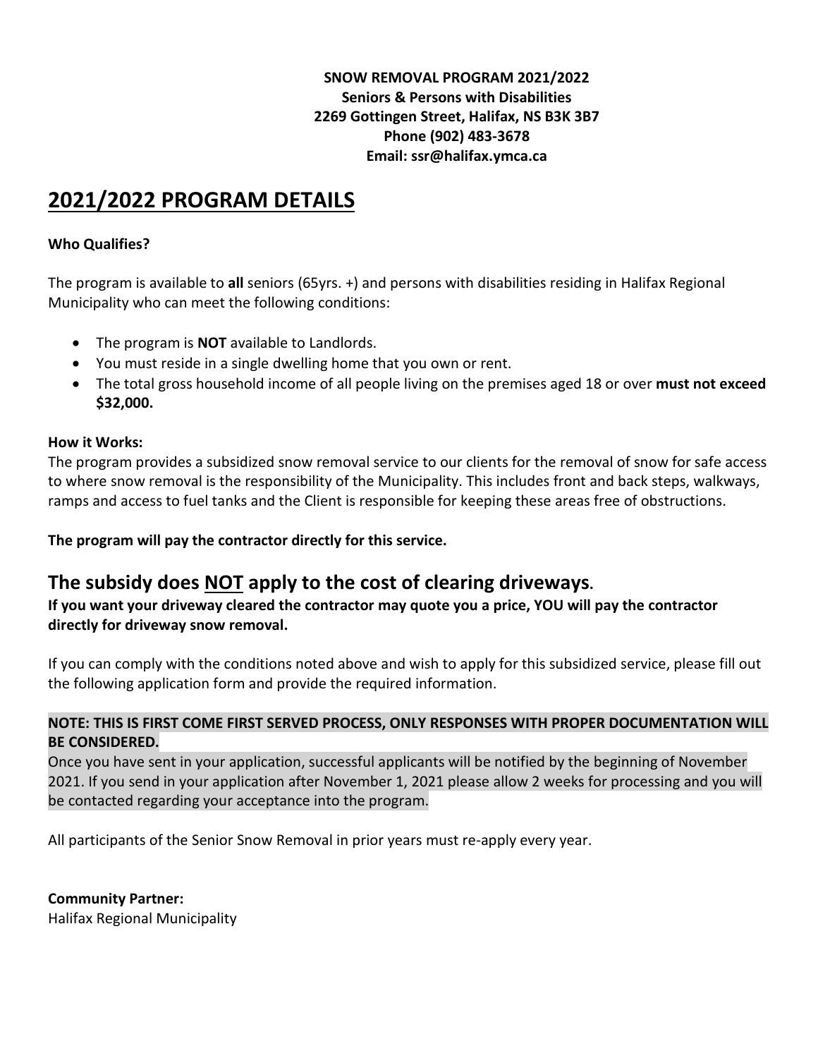**SNOW REMOVAL PROGRAM 2021/2022**
**Seniors & Persons with Disabilities**
**2269 Gottingen Street, Halifax, NS B3K 3B7**
**Phone (902) 483-3678**
**Email: ssr@halifax.ymca.ca**

# 2021/2022 PROGRAM DETAILS

**Who Qualifies?**

The program is available to **all** seniors (65yrs. +) and persons with disabilities residing in Halifax Regional Municipality who can meet the following conditions:

- The program is **NOT** available to Landlords.
- You must reside in a single dwelling home that you own or rent.
- The total gross household income of all people living on the premises aged 18 or over **must not exceed $32,000.**

**How it Works:**
The program provides a subsidized snow removal service to our clients for the removal of snow for safe access to where snow removal is the responsibility of the Municipality. This includes front and back steps, walkways, ramps and access to fuel tanks and the Client is responsible for keeping these areas free of obstructions.

**The program will pay the contractor directly for this service.**

## The subsidy does NOT apply to the cost of clearing driveways.

**If you want your driveway cleared the contractor may quote you a price, YOU will pay the contractor directly for driveway snow removal.**

If you can comply with the conditions noted above and wish to apply for this subsidized service, please fill out the following application form and provide the required information.

**NOTE: THIS IS FIRST COME FIRST SERVED PROCESS, ONLY RESPONSES WITH PROPER DOCUMENTATION WILL BE CONSIDERED.**
Once you have sent in your application, successful applicants will be notified by the beginning of November 2021. If you send in your application after November 1, 2021 please allow 2 weeks for processing and you will be contacted regarding your acceptance into the program.

All participants of the Senior Snow Removal in prior years must re-apply every year.

**Community Partner:**
Halifax Regional Municipality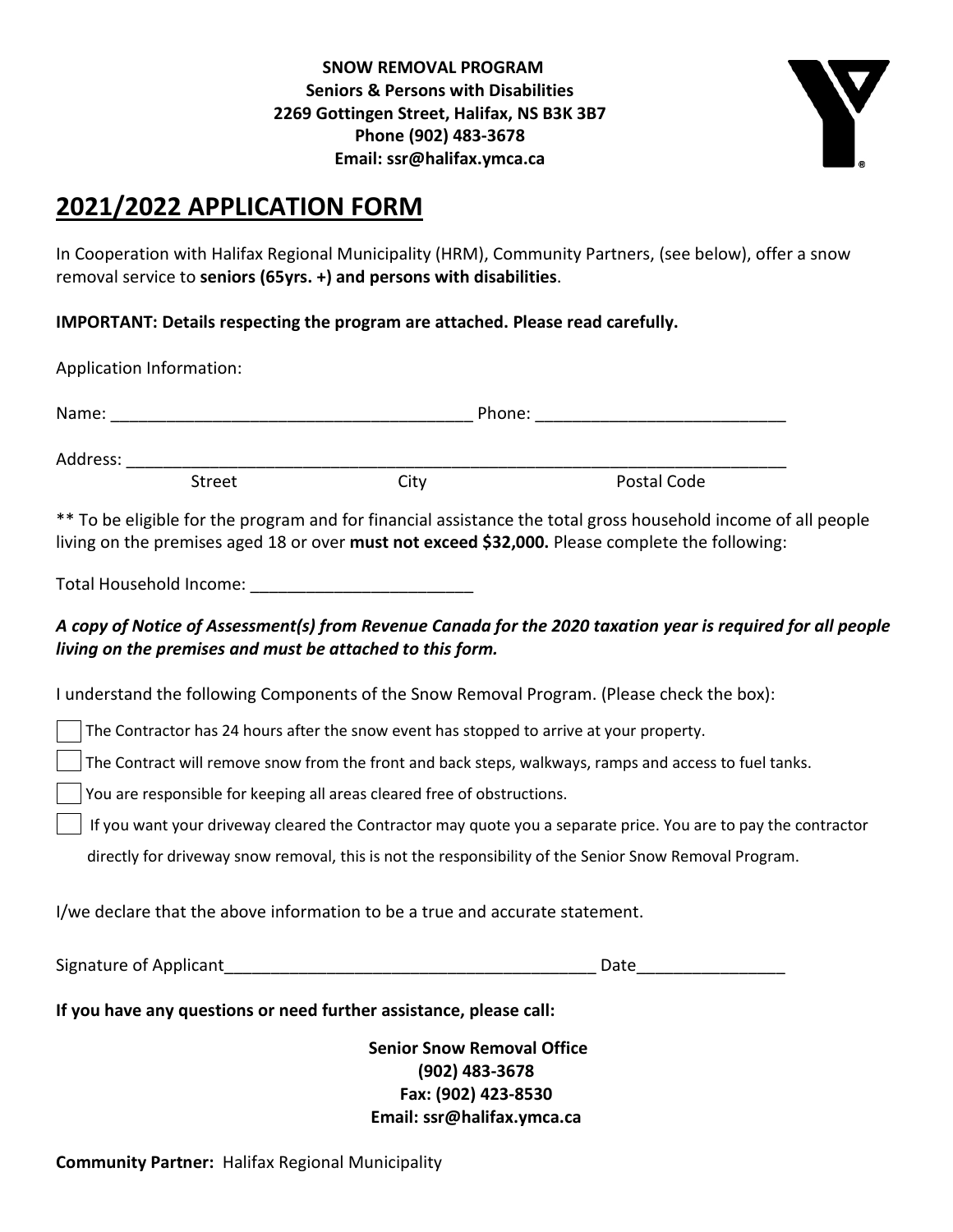**SNOW REMOVAL PROGRAM**
**Seniors & Persons with Disabilities**
**2269 Gottingen Street, Halifax, NS B3K 3B7**
**Phone (902) 483-3678**
**Email: ssr@halifax.ymca.ca**

# 2021/2022 APPLICATION FORM

In Cooperation with Halifax Regional Municipality (HRM), Community Partners, (see below), offer a snow removal service to **seniors (65yrs. +) and persons with disabilities**.

**IMPORTANT: Details respecting the program are attached. Please read carefully.**

Application Information:

Name: ______________________________________ Phone: __________________________

Address: ______________________________________________________________________
Street City Postal Code

** To be eligible for the program and for financial assistance the total gross household income of all people living on the premises aged 18 or over **must not exceed $32,000.** Please complete the following:

Total Household Income: ________________________

***A copy of Notice of Assessment(s) from Revenue Canada for the 2020 taxation year is required for all people living on the premises and must be attached to this form.***

I understand the following Components of the Snow Removal Program. (Please check the box):

- ☐ The Contractor has 24 hours after the snow event has stopped to arrive at your property.
- ☐ The Contract will remove snow from the front and back steps, walkways, ramps and access to fuel tanks.
- ☐ You are responsible for keeping all areas cleared free of obstructions.
- ☐ If you want your driveway cleared the Contractor may quote you a separate price. You are to pay the contractor directly for driveway snow removal, this is not the responsibility of the Senior Snow Removal Program.

I/we declare that the above information to be a true and accurate statement.

Signature of Applicant________________________________________ Date________________

**If you have any questions or need further assistance, please call:**

**Senior Snow Removal Office**
**(902) 483-3678**
**Fax: (902) 423-8530**
**Email: ssr@halifax.ymca.ca**

**Community Partner:** Halifax Regional Municipality